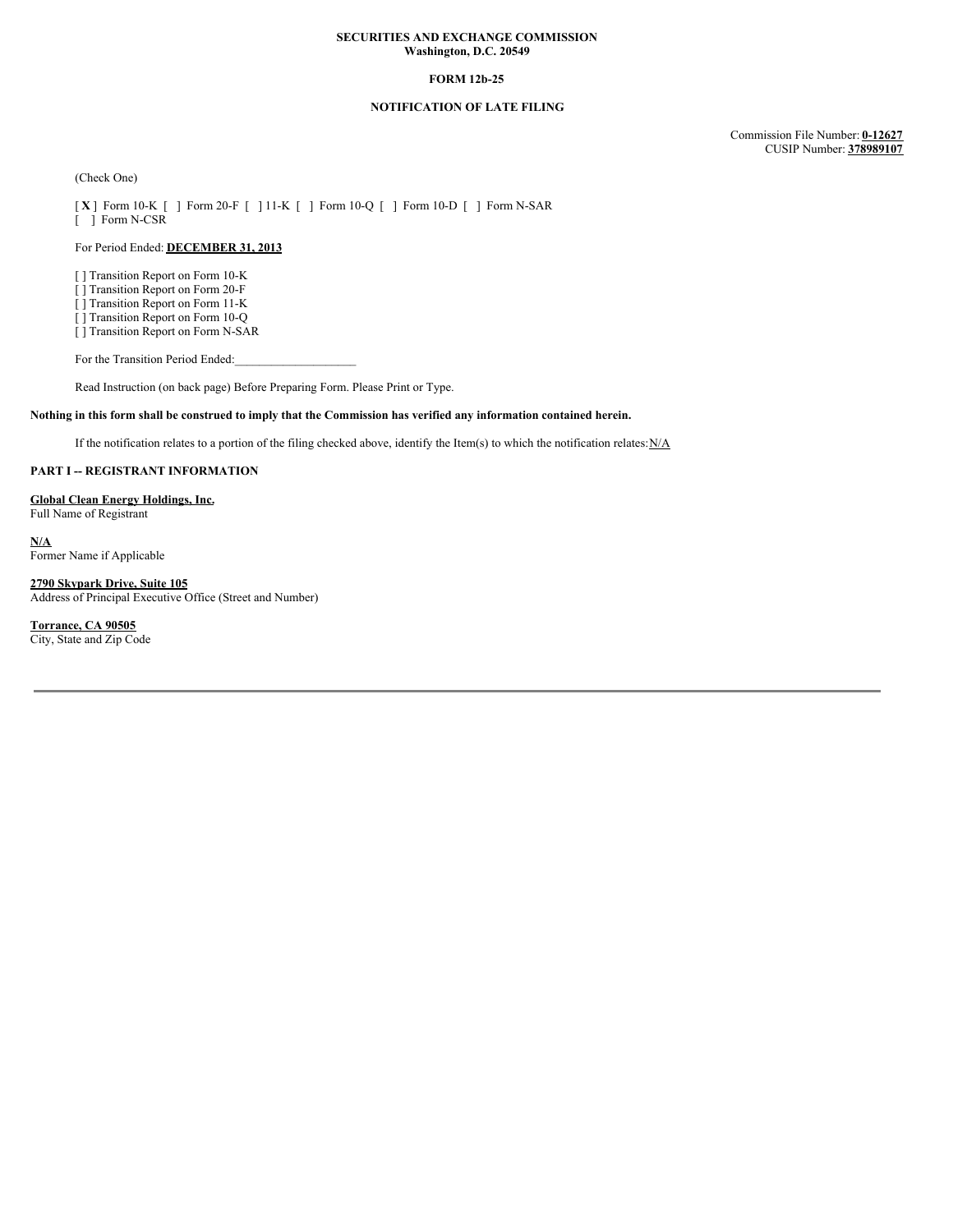**SECURITIES AND EXCHANGE COMMISSION**
**Washington, D.C. 20549**

**FORM 12b-25**

**NOTIFICATION OF LATE FILING**

Commission File Number: **0-12627**
CUSIP Number: **378989107**

(Check One)

[ **X** ] Form 10-K [ ] Form 20-F [ ] 11-K [ ] Form 10-Q [ ] Form 10-D [ ] Form N-SAR
[ ] Form N-CSR

For Period Ended: **DECEMBER 31, 2013**

[ ] Transition Report on Form 10-K
[ ] Transition Report on Form 20-F
[ ] Transition Report on Form 11-K
[ ] Transition Report on Form 10-Q
[ ] Transition Report on Form N-SAR

For the Transition Period Ended:____________________

Read Instruction (on back page) Before Preparing Form. Please Print or Type.

**Nothing in this form shall be construed to imply that the Commission has verified any information contained herein.**

If the notification relates to a portion of the filing checked above, identify the Item(s) to which the notification relates: N/A

**PART I -- REGISTRANT INFORMATION**

**Global Clean Energy Holdings, Inc.**
Full Name of Registrant

**N/A**
Former Name if Applicable

**2790 Skypark Drive, Suite 105**
Address of Principal Executive Office (Street and Number)

**Torrance, CA 90505**
City, State and Zip Code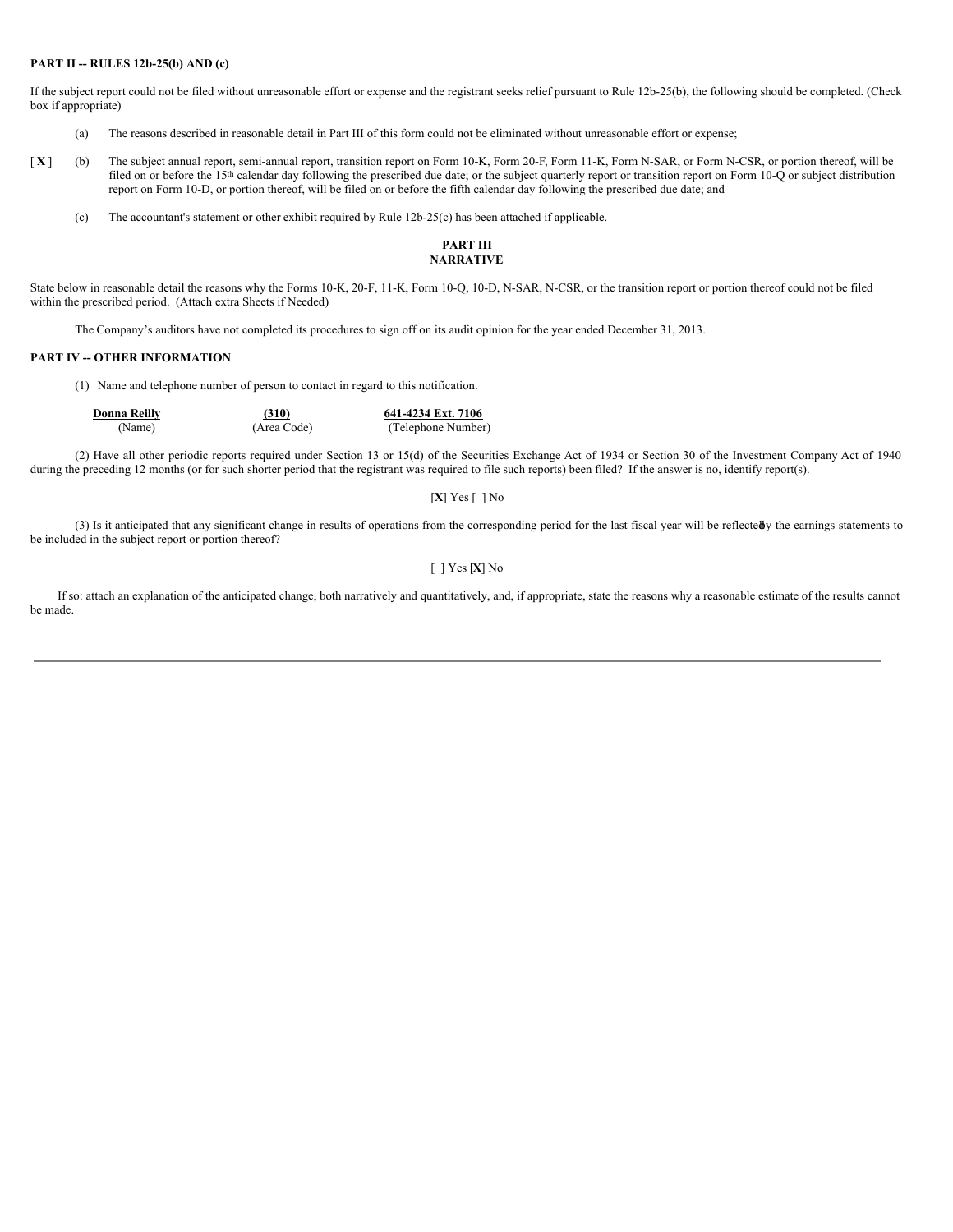**PART II -- RULES 12b-25(b) AND (c)**

If the subject report could not be filed without unreasonable effort or expense and the registrant seeks relief pursuant to Rule 12b-25(b), the following should be completed. (Check box if appropriate)

(a) The reasons described in reasonable detail in Part III of this form could not be eliminated without unreasonable effort or expense;

[ **X** ] (b) The subject annual report, semi-annual report, transition report on Form 10-K, Form 20-F, Form 11-K, Form N-SAR, or Form N-CSR, or portion thereof, will be filed on or before the 15th calendar day following the prescribed due date; or the subject quarterly report or transition report on Form 10-Q or subject distribution report on Form 10-D, or portion thereof, will be filed on or before the fifth calendar day following the prescribed due date; and

(c) The accountant's statement or other exhibit required by Rule 12b-25(c) has been attached if applicable.

**PART III**
**NARRATIVE**

State below in reasonable detail the reasons why the Forms 10-K, 20-F, 11-K, Form 10-Q, 10-D, N-SAR, N-CSR, or the transition report or portion thereof could not be filed within the prescribed period. (Attach extra Sheets if Needed)

The Company's auditors have not completed its procedures to sign off on its audit opinion for the year ended December 31, 2013.

**PART IV -- OTHER INFORMATION**

(1) Name and telephone number of person to contact in regard to this notification.

| **Donna Reilly** | **(310)** | **641-4234 Ext. 7106** |
|---|---|---|
| (Name) | (Area Code) | (Telephone Number) |

(2) Have all other periodic reports required under Section 13 or 15(d) of the Securities Exchange Act of 1934 or Section 30 of the Investment Company Act of 1940 during the preceding 12 months (or for such shorter period that the registrant was required to file such reports) been filed? If the answer is no, identify report(s).

[**X**] Yes [ ] No

(3) Is it anticipated that any significant change in results of operations from the corresponding period for the last fiscal year will be reflected by the earnings statements to be included in the subject report or portion thereof?

[ ] Yes [**X**] No

If so: attach an explanation of the anticipated change, both narratively and quantitatively, and, if appropriate, state the reasons why a reasonable estimate of the results cannot be made.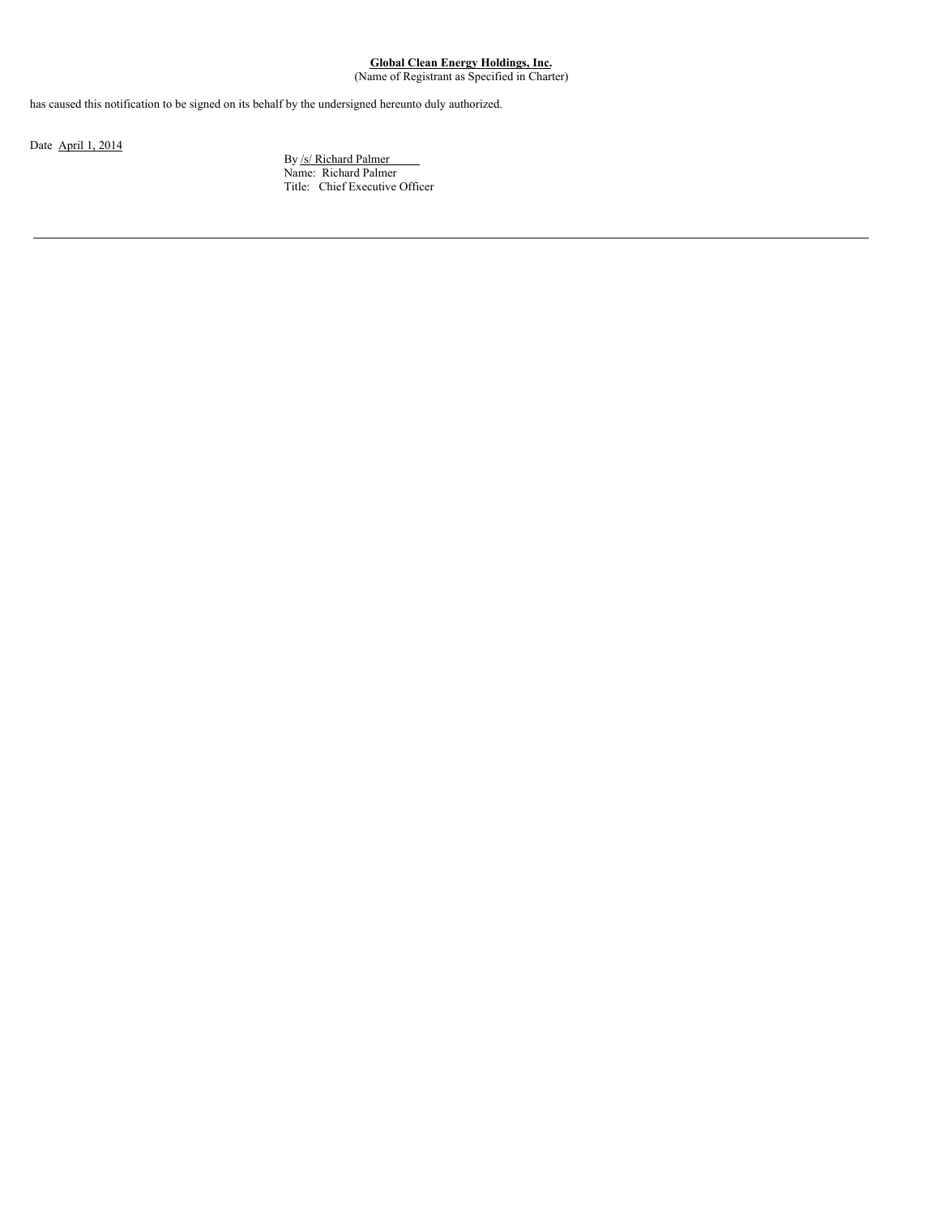**Global Clean Energy Holdings, Inc.**
(Name of Registrant as Specified in Charter)

has caused this notification to be signed on its behalf by the undersigned hereunto duly authorized.

Date April 1, 2014

By /s/ Richard Palmer
Name: Richard Palmer
Title: Chief Executive Officer

---